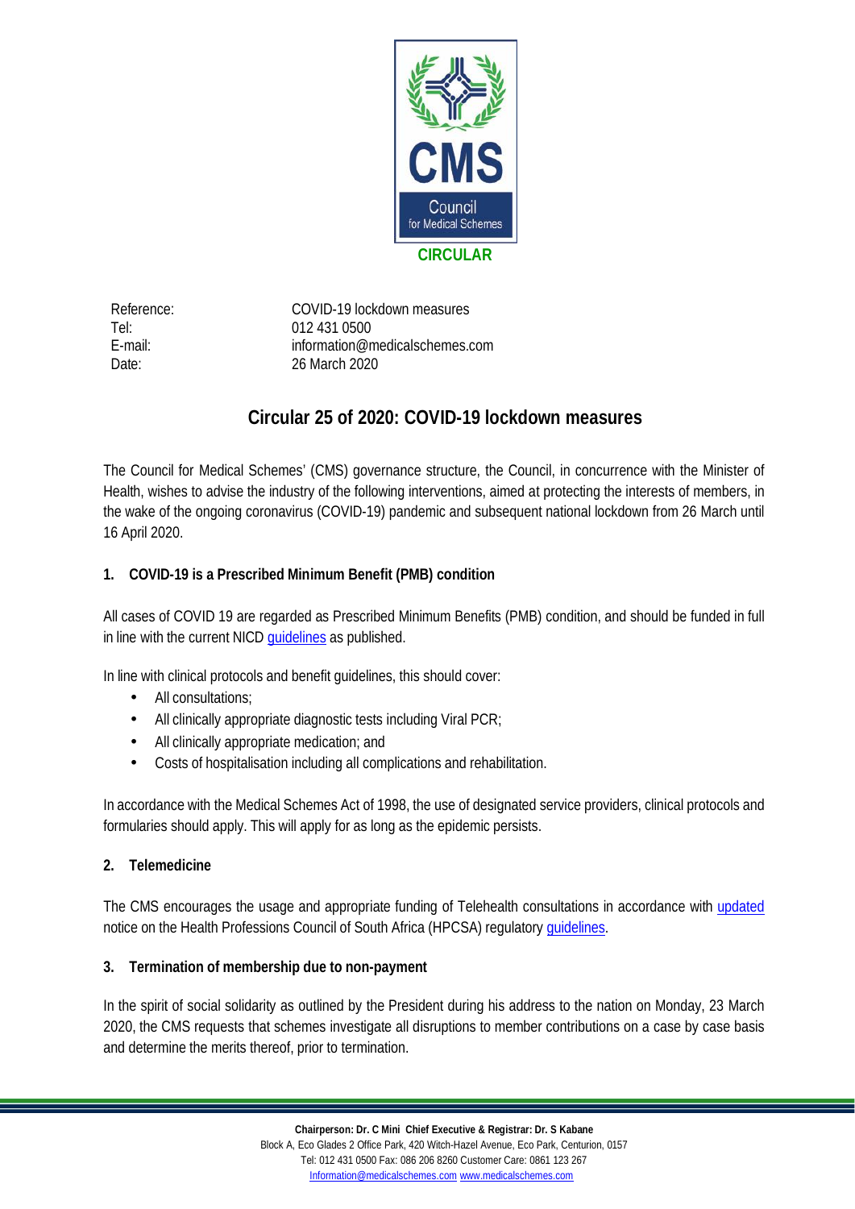CMS Council for Medical Schemes

**CIRCULAR**

| | |
|---|---|
| Reference: | COVID-19 lockdown measures |
| Tel: | 012 431 0500 |
| E-mail: | information@medicalschemes.com |
| Date: | 26 March 2020 |

# Circular 25 of 2020: COVID-19 lockdown measures

The Council for Medical Schemes' (CMS) governance structure, the Council, in concurrence with the Minister of Health, wishes to advise the industry of the following interventions, aimed at protecting the interests of members, in the wake of the ongoing coronavirus (COVID-19) pandemic and subsequent national lockdown from 26 March until 16 April 2020.

### 1. COVID-19 is a Prescribed Minimum Benefit (PMB) condition

All cases of COVID 19 are regarded as Prescribed Minimum Benefits (PMB) condition, and should be funded in full in line with the current NICD guidelines as published.

In line with clinical protocols and benefit guidelines, this should cover:

- All consultations;
- All clinically appropriate diagnostic tests including Viral PCR;
- All clinically appropriate medication; and
- Costs of hospitalisation including all complications and rehabilitation.

In accordance with the Medical Schemes Act of 1998, the use of designated service providers, clinical protocols and formularies should apply. This will apply for as long as the epidemic persists.

### 2. Telemedicine

The CMS encourages the usage and appropriate funding of Telehealth consultations in accordance with updated notice on the Health Professions Council of South Africa (HPCSA) regulatory guidelines.

### 3. Termination of membership due to non-payment

In the spirit of social solidarity as outlined by the President during his address to the nation on Monday, 23 March 2020, the CMS requests that schemes investigate all disruptions to member contributions on a case by case basis and determine the merits thereof, prior to termination.

**Chairperson: Dr. C Mini Chief Executive & Registrar: Dr. S Kabane**
Block A, Eco Glades 2 Office Park, 420 Witch-Hazel Avenue, Eco Park, Centurion, 0157
Tel: 012 431 0500 Fax: 086 206 8260 Customer Care: 0861 123 267
Information@medicalschemes.com www.medicalschemes.com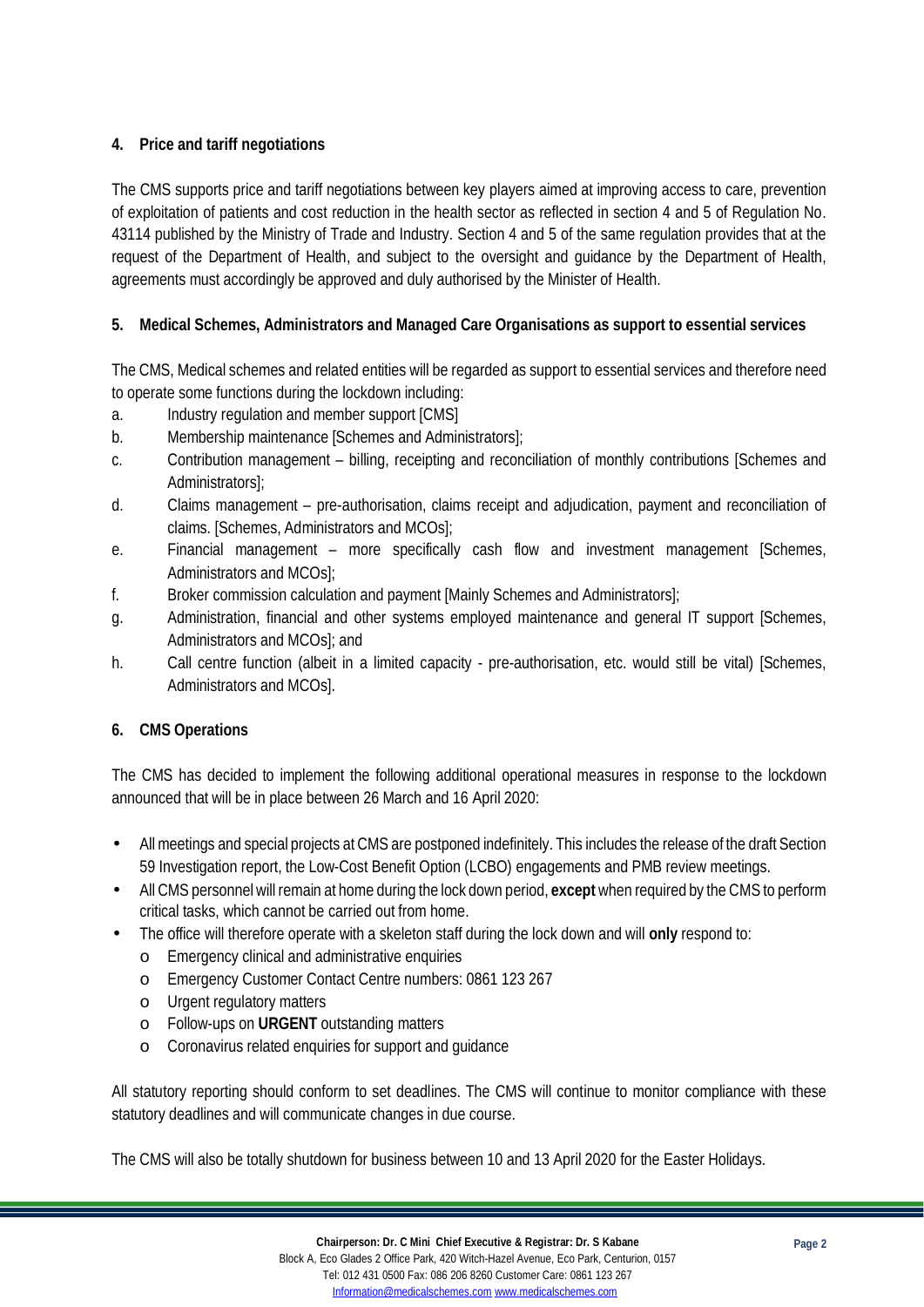## 4. Price and tariff negotiations

The CMS supports price and tariff negotiations between key players aimed at improving access to care, prevention of exploitation of patients and cost reduction in the health sector as reflected in section 4 and 5 of Regulation No. 43114 published by the Ministry of Trade and Industry. Section 4 and 5 of the same regulation provides that at the request of the Department of Health, and subject to the oversight and guidance by the Department of Health, agreements must accordingly be approved and duly authorised by the Minister of Health.

## 5. Medical Schemes, Administrators and Managed Care Organisations as support to essential services

The CMS, Medical schemes and related entities will be regarded as support to essential services and therefore need to operate some functions during the lockdown including:

a. Industry regulation and member support [CMS]

b. Membership maintenance [Schemes and Administrators];

c. Contribution management – billing, receipting and reconciliation of monthly contributions [Schemes and Administrators];

d. Claims management – pre-authorisation, claims receipt and adjudication, payment and reconciliation of claims. [Schemes, Administrators and MCOs];

e. Financial management – more specifically cash flow and investment management [Schemes, Administrators and MCOs];

f. Broker commission calculation and payment [Mainly Schemes and Administrators];

g. Administration, financial and other systems employed maintenance and general IT support [Schemes, Administrators and MCOs]; and

h. Call centre function (albeit in a limited capacity - pre-authorisation, etc. would still be vital) [Schemes, Administrators and MCOs].

## 6. CMS Operations

The CMS has decided to implement the following additional operational measures in response to the lockdown announced that will be in place between 26 March and 16 April 2020:

- All meetings and special projects at CMS are postponed indefinitely. This includes the release of the draft Section 59 Investigation report, the Low-Cost Benefit Option (LCBO) engagements and PMB review meetings.
- All CMS personnel will remain at home during the lock down period, **except** when required by the CMS to perform critical tasks, which cannot be carried out from home.
- The office will therefore operate with a skeleton staff during the lock down and will **only** respond to:
  - Emergency clinical and administrative enquiries
  - Emergency Customer Contact Centre numbers: 0861 123 267
  - Urgent regulatory matters
  - Follow-ups on **URGENT** outstanding matters
  - Coronavirus related enquiries for support and guidance

All statutory reporting should conform to set deadlines. The CMS will continue to monitor compliance with these statutory deadlines and will communicate changes in due course.

The CMS will also be totally shutdown for business between 10 and 13 April 2020 for the Easter Holidays.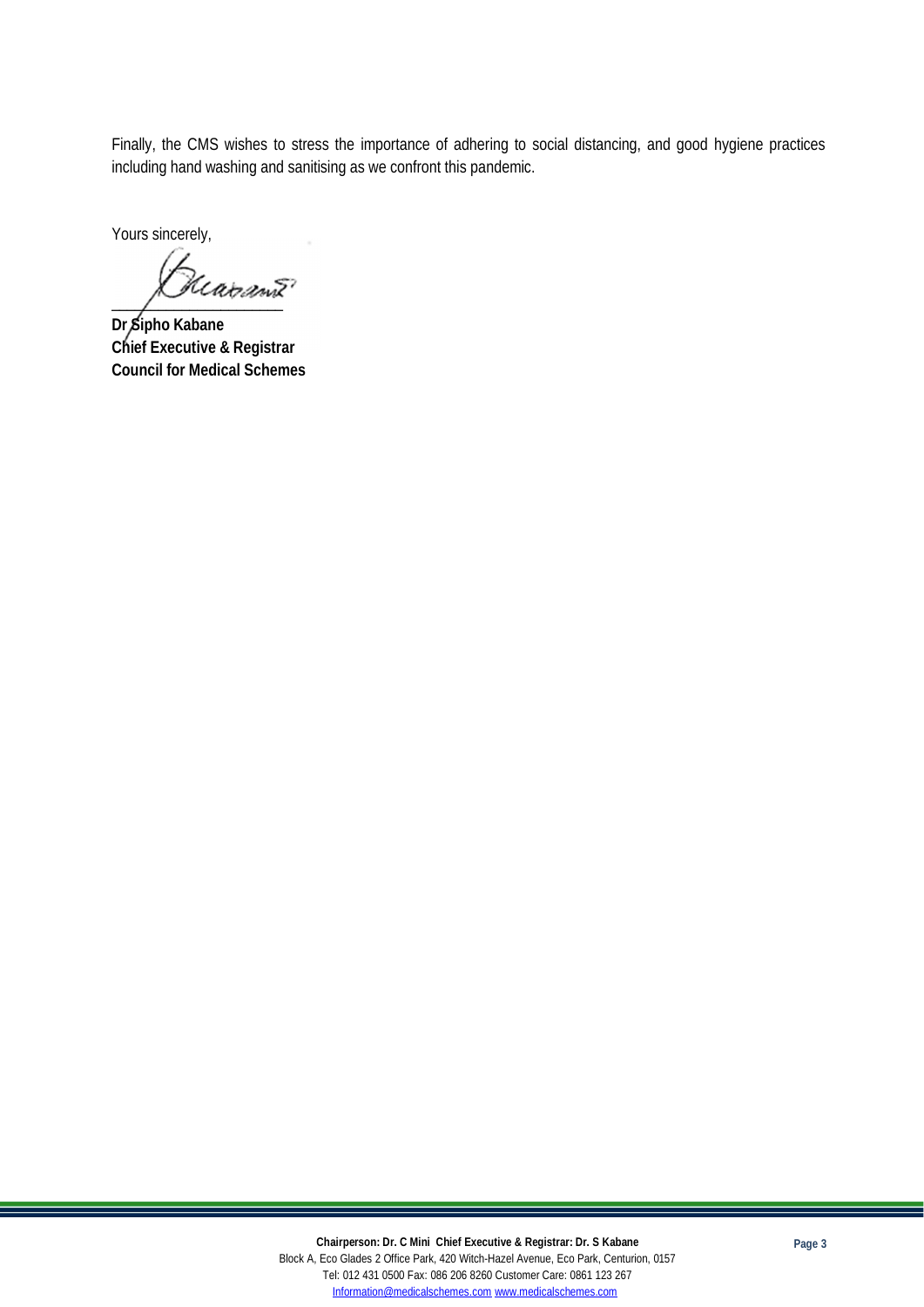Finally, the CMS wishes to stress the importance of adhering to social distancing, and good hygiene practices including hand washing and sanitising as we confront this pandemic.

Yours sincerely,

**Dr Sipho Kabane**
**Chief Executive & Registrar**
**Council for Medical Schemes**